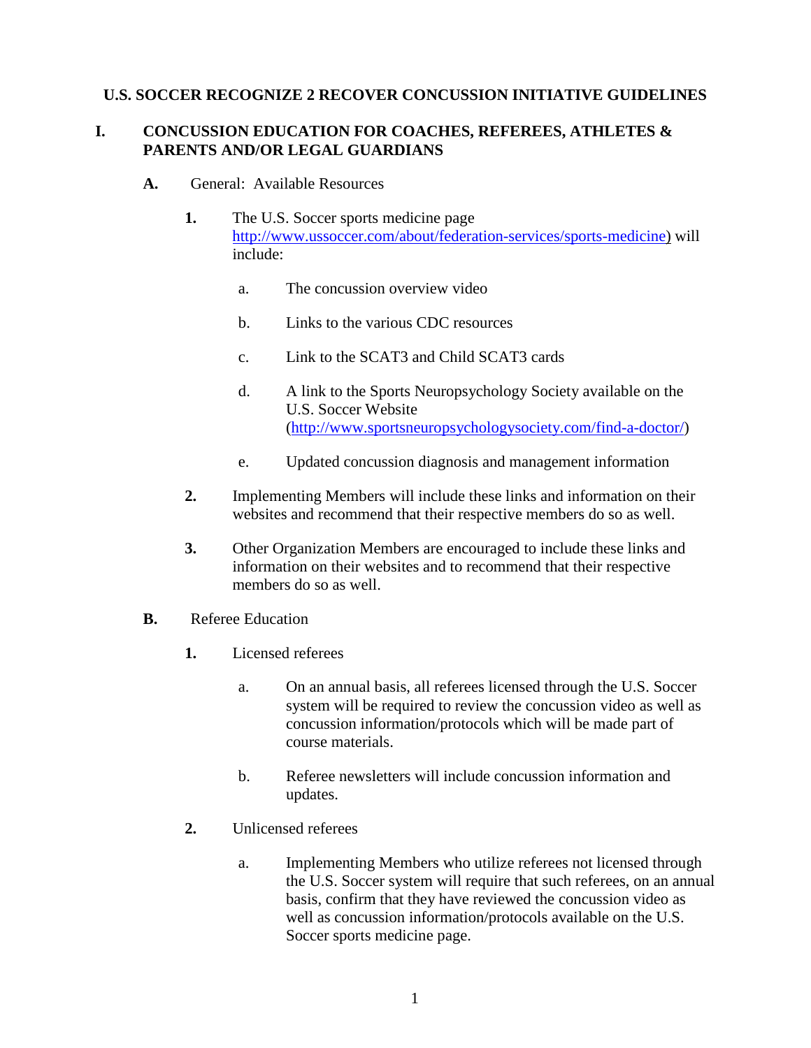# U.S. SOCCER RECOGNIZE 2 RECOVER CONCUSSION INITIATIVE GUIDELINES

## I. CONCUSSION EDUCATION FOR COACHES, REFEREES, ATHLETES & PARENTS AND/OR LEGAL GUARDIANS

### A. General: Available Resources

**1.** The U.S. Soccer sports medicine page http://www.ussoccer.com/about/federation-services/sports-medicine) will include:

   a. The concussion overview video

   b. Links to the various CDC resources

   c. Link to the SCAT3 and Child SCAT3 cards

   d. A link to the Sports Neuropsychology Society available on the U.S. Soccer Website (http://www.sportsneuropsychologysociety.com/find-a-doctor/)

   e. Updated concussion diagnosis and management information

**2.** Implementing Members will include these links and information on their websites and recommend that their respective members do so as well.

**3.** Other Organization Members are encouraged to include these links and information on their websites and to recommend that their respective members do so as well.

### B. Referee Education

**1.** Licensed referees

   a. On an annual basis, all referees licensed through the U.S. Soccer system will be required to review the concussion video as well as concussion information/protocols which will be made part of course materials.

   b. Referee newsletters will include concussion information and updates.

**2.** Unlicensed referees

   a. Implementing Members who utilize referees not licensed through the U.S. Soccer system will require that such referees, on an annual basis, confirm that they have reviewed the concussion video as well as concussion information/protocols available on the U.S. Soccer sports medicine page.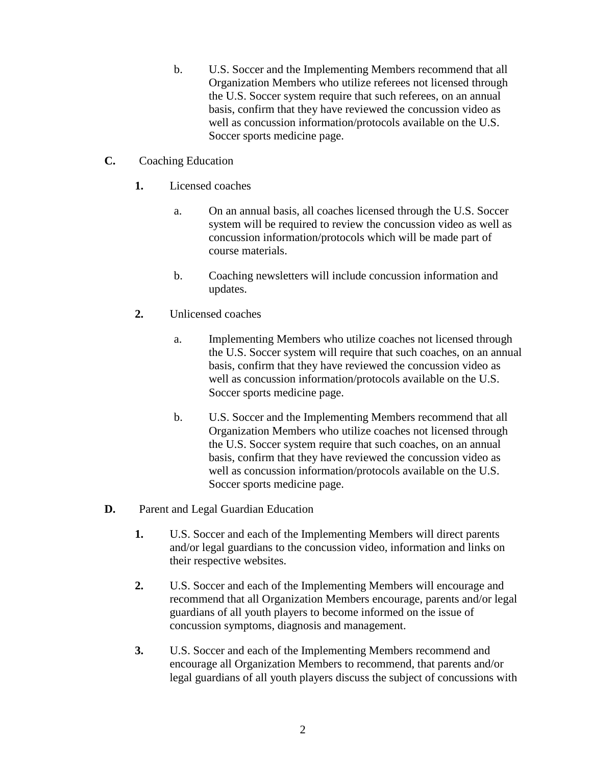b. U.S. Soccer and the Implementing Members recommend that all Organization Members who utilize referees not licensed through the U.S. Soccer system require that such referees, on an annual basis, confirm that they have reviewed the concussion video as well as concussion information/protocols available on the U.S. Soccer sports medicine page.

**C.** Coaching Education

**1.** Licensed coaches

a. On an annual basis, all coaches licensed through the U.S. Soccer system will be required to review the concussion video as well as concussion information/protocols which will be made part of course materials.

b. Coaching newsletters will include concussion information and updates.

**2.** Unlicensed coaches

a. Implementing Members who utilize coaches not licensed through the U.S. Soccer system will require that such coaches, on an annual basis, confirm that they have reviewed the concussion video as well as concussion information/protocols available on the U.S. Soccer sports medicine page.

b. U.S. Soccer and the Implementing Members recommend that all Organization Members who utilize coaches not licensed through the U.S. Soccer system require that such coaches, on an annual basis, confirm that they have reviewed the concussion video as well as concussion information/protocols available on the U.S. Soccer sports medicine page.

**D.** Parent and Legal Guardian Education

**1.** U.S. Soccer and each of the Implementing Members will direct parents and/or legal guardians to the concussion video, information and links on their respective websites.

**2.** U.S. Soccer and each of the Implementing Members will encourage and recommend that all Organization Members encourage, parents and/or legal guardians of all youth players to become informed on the issue of concussion symptoms, diagnosis and management.

**3.** U.S. Soccer and each of the Implementing Members recommend and encourage all Organization Members to recommend, that parents and/or legal guardians of all youth players discuss the subject of concussions with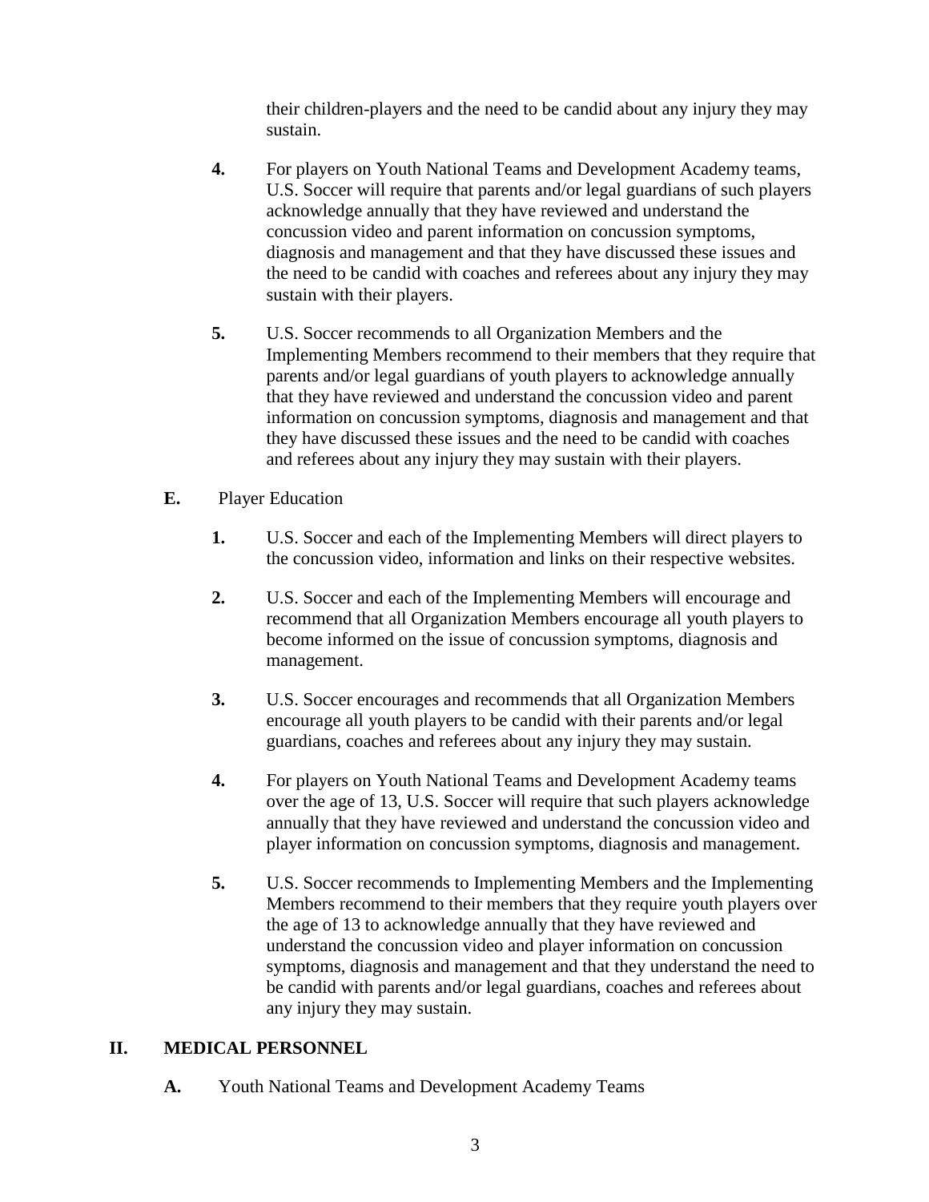their children-players and the need to be candid about any injury they may sustain.

**4.** For players on Youth National Teams and Development Academy teams, U.S. Soccer will require that parents and/or legal guardians of such players acknowledge annually that they have reviewed and understand the concussion video and parent information on concussion symptoms, diagnosis and management and that they have discussed these issues and the need to be candid with coaches and referees about any injury they may sustain with their players.

**5.** U.S. Soccer recommends to all Organization Members and the Implementing Members recommend to their members that they require that parents and/or legal guardians of youth players to acknowledge annually that they have reviewed and understand the concussion video and parent information on concussion symptoms, diagnosis and management and that they have discussed these issues and the need to be candid with coaches and referees about any injury they may sustain with their players.

**E.** Player Education

**1.** U.S. Soccer and each of the Implementing Members will direct players to the concussion video, information and links on their respective websites.

**2.** U.S. Soccer and each of the Implementing Members will encourage and recommend that all Organization Members encourage all youth players to become informed on the issue of concussion symptoms, diagnosis and management.

**3.** U.S. Soccer encourages and recommends that all Organization Members encourage all youth players to be candid with their parents and/or legal guardians, coaches and referees about any injury they may sustain.

**4.** For players on Youth National Teams and Development Academy teams over the age of 13, U.S. Soccer will require that such players acknowledge annually that they have reviewed and understand the concussion video and player information on concussion symptoms, diagnosis and management.

**5.** U.S. Soccer recommends to Implementing Members and the Implementing Members recommend to their members that they require youth players over the age of 13 to acknowledge annually that they have reviewed and understand the concussion video and player information on concussion symptoms, diagnosis and management and that they understand the need to be candid with parents and/or legal guardians, coaches and referees about any injury they may sustain.

## II. MEDICAL PERSONNEL

**A.** Youth National Teams and Development Academy Teams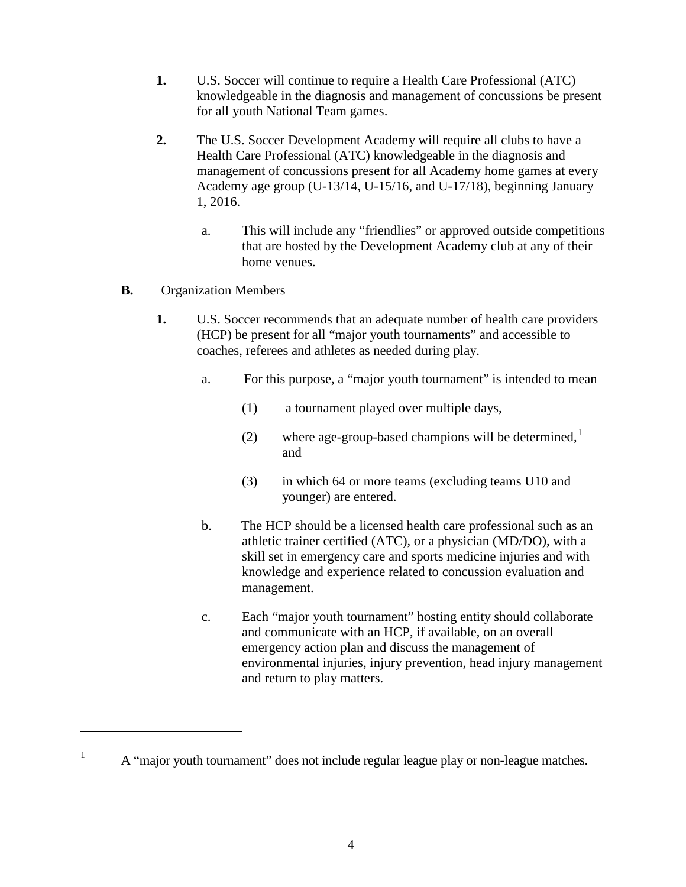1. U.S. Soccer will continue to require a Health Care Professional (ATC) knowledgeable in the diagnosis and management of concussions be present for all youth National Team games.

2. The U.S. Soccer Development Academy will require all clubs to have a Health Care Professional (ATC) knowledgeable in the diagnosis and management of concussions present for all Academy home games at every Academy age group (U-13/14, U-15/16, and U-17/18), beginning January 1, 2016.

   a. This will include any "friendlies" or approved outside competitions that are hosted by the Development Academy club at any of their home venues.

**B.** Organization Members

1. U.S. Soccer recommends that an adequate number of health care providers (HCP) be present for all "major youth tournaments" and accessible to coaches, referees and athletes as needed during play.

   a. For this purpose, a "major youth tournament" is intended to mean

      (1) a tournament played over multiple days,

      (2) where age-group-based champions will be determined,[1] and

      (3) in which 64 or more teams (excluding teams U10 and younger) are entered.

   b. The HCP should be a licensed health care professional such as an athletic trainer certified (ATC), or a physician (MD/DO), with a skill set in emergency care and sports medicine injuries and with knowledge and experience related to concussion evaluation and management.

   c. Each "major youth tournament" hosting entity should collaborate and communicate with an HCP, if available, on an overall emergency action plan and discuss the management of environmental injuries, injury prevention, head injury management and return to play matters.

---

[1] A "major youth tournament" does not include regular league play or non-league matches.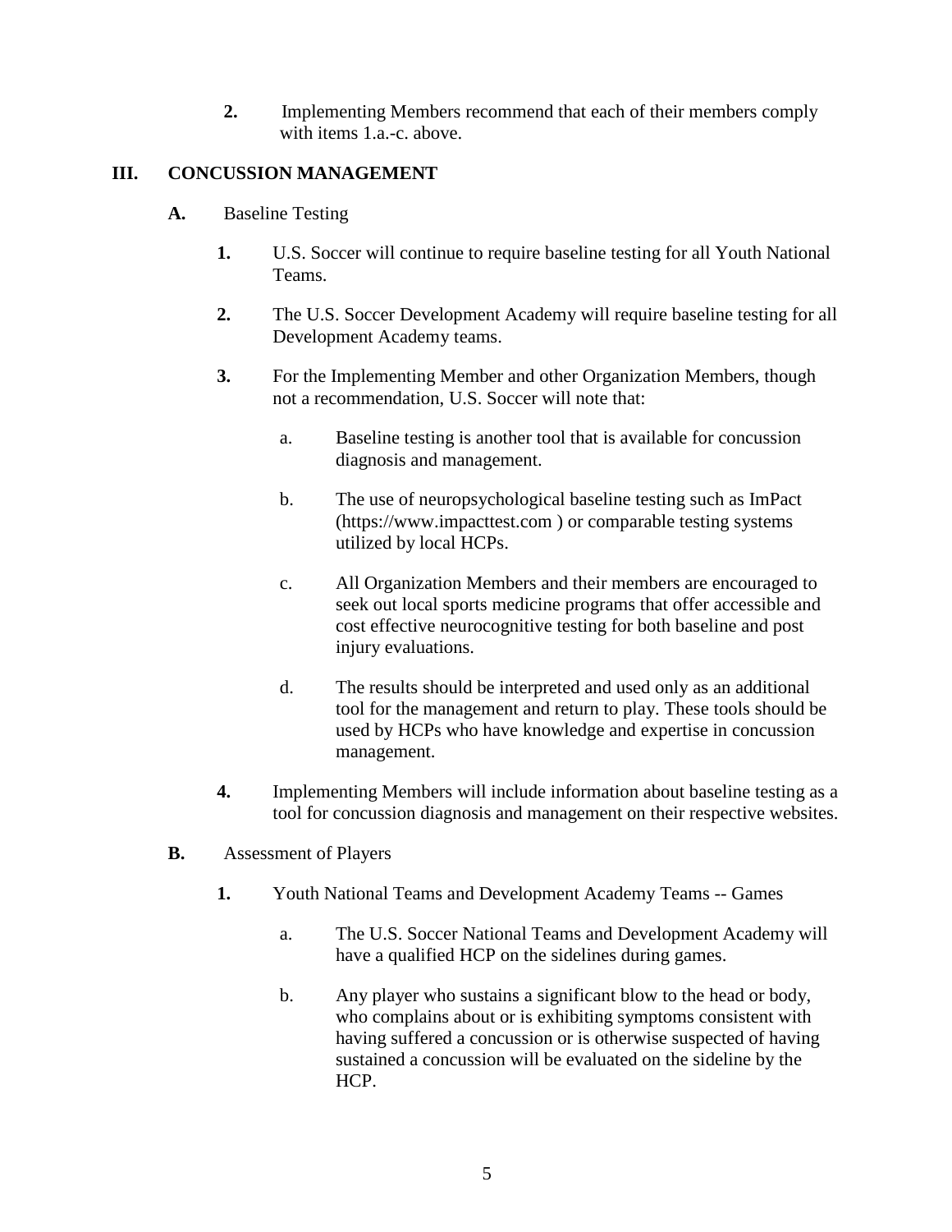**2.** Implementing Members recommend that each of their members comply with items 1.a.-c. above.

## III. CONCUSSION MANAGEMENT

**A.** Baseline Testing

**1.** U.S. Soccer will continue to require baseline testing for all Youth National Teams.

**2.** The U.S. Soccer Development Academy will require baseline testing for all Development Academy teams.

**3.** For the Implementing Member and other Organization Members, though not a recommendation, U.S. Soccer will note that:

a. Baseline testing is another tool that is available for concussion diagnosis and management.

b. The use of neuropsychological baseline testing such as ImPact (https://www.impacttest.com ) or comparable testing systems utilized by local HCPs.

c. All Organization Members and their members are encouraged to seek out local sports medicine programs that offer accessible and cost effective neurocognitive testing for both baseline and post injury evaluations.

d. The results should be interpreted and used only as an additional tool for the management and return to play. These tools should be used by HCPs who have knowledge and expertise in concussion management.

**4.** Implementing Members will include information about baseline testing as a tool for concussion diagnosis and management on their respective websites.

**B.** Assessment of Players

**1.** Youth National Teams and Development Academy Teams -- Games

a. The U.S. Soccer National Teams and Development Academy will have a qualified HCP on the sidelines during games.

b. Any player who sustains a significant blow to the head or body, who complains about or is exhibiting symptoms consistent with having suffered a concussion or is otherwise suspected of having sustained a concussion will be evaluated on the sideline by the HCP.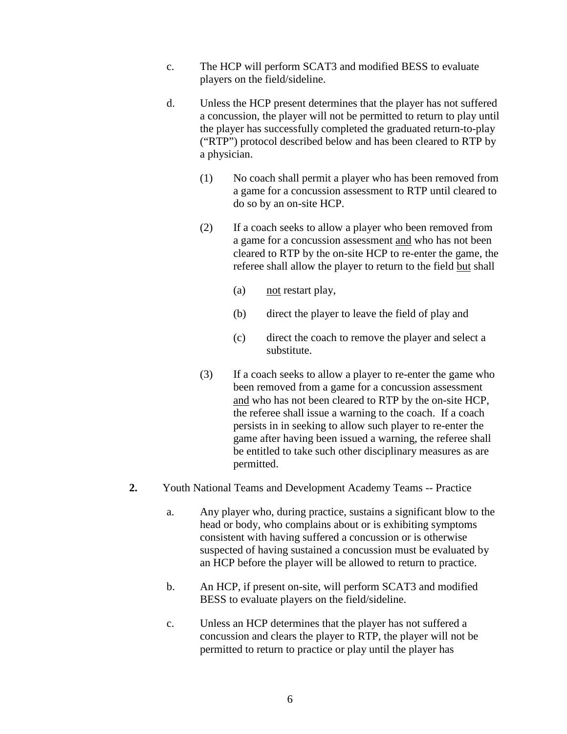c. The HCP will perform SCAT3 and modified BESS to evaluate players on the field/sideline.

d. Unless the HCP present determines that the player has not suffered a concussion, the player will not be permitted to return to play until the player has successfully completed the graduated return-to-play ("RTP") protocol described below and has been cleared to RTP by a physician.

   (1) No coach shall permit a player who has been removed from a game for a concussion assessment to RTP until cleared to do so by an on-site HCP.

   (2) If a coach seeks to allow a player who been removed from a game for a concussion assessment <u>and</u> who has not been cleared to RTP by the on-site HCP to re-enter the game, the referee shall allow the player to return to the field <u>but</u> shall

      (a) <u>not</u> restart play,

      (b) direct the player to leave the field of play and

      (c) direct the coach to remove the player and select a substitute.

   (3) If a coach seeks to allow a player to re-enter the game who been removed from a game for a concussion assessment <u>and</u> who has not been cleared to RTP by the on-site HCP, the referee shall issue a warning to the coach. If a coach persists in in seeking to allow such player to re-enter the game after having been issued a warning, the referee shall be entitled to take such other disciplinary measures as are permitted.

**2.** Youth National Teams and Development Academy Teams -- Practice

a. Any player who, during practice, sustains a significant blow to the head or body, who complains about or is exhibiting symptoms consistent with having suffered a concussion or is otherwise suspected of having sustained a concussion must be evaluated by an HCP before the player will be allowed to return to practice.

b. An HCP, if present on-site, will perform SCAT3 and modified BESS to evaluate players on the field/sideline.

c. Unless an HCP determines that the player has not suffered a concussion and clears the player to RTP, the player will not be permitted to return to practice or play until the player has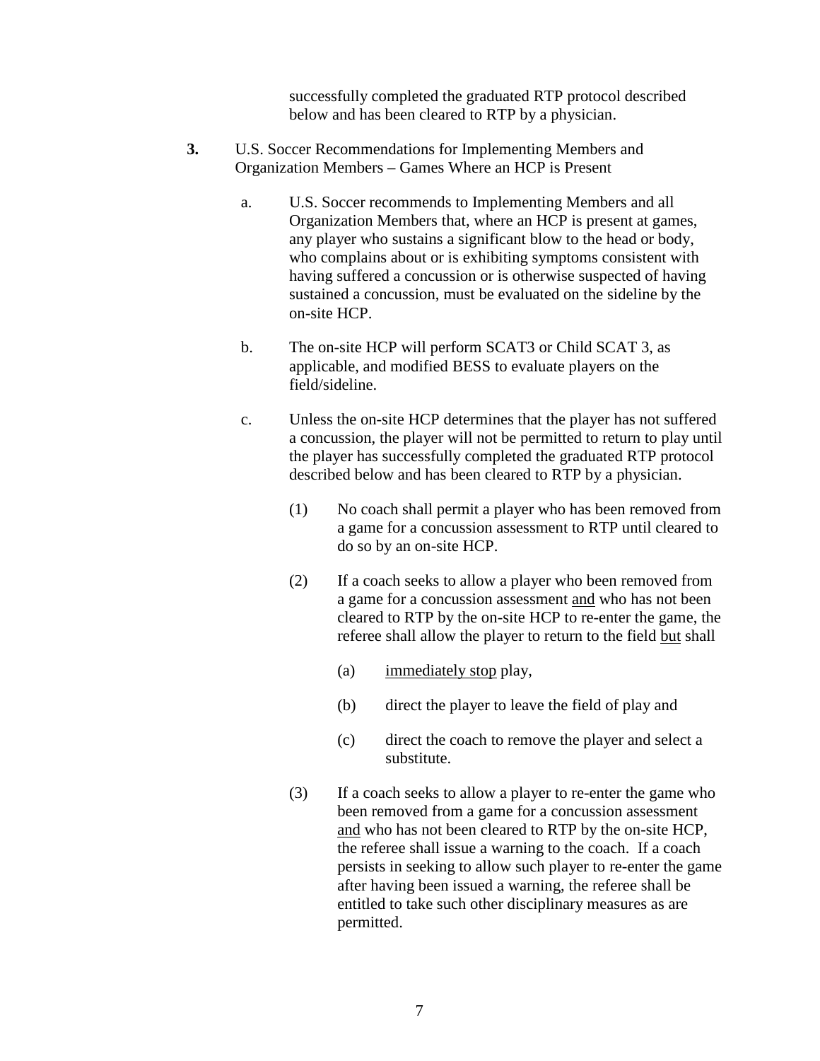successfully completed the graduated RTP protocol described below and has been cleared to RTP by a physician.

**3.** U.S. Soccer Recommendations for Implementing Members and Organization Members – Games Where an HCP is Present

a. U.S. Soccer recommends to Implementing Members and all Organization Members that, where an HCP is present at games, any player who sustains a significant blow to the head or body, who complains about or is exhibiting symptoms consistent with having suffered a concussion or is otherwise suspected of having sustained a concussion, must be evaluated on the sideline by the on-site HCP.

b. The on-site HCP will perform SCAT3 or Child SCAT 3, as applicable, and modified BESS to evaluate players on the field/sideline.

c. Unless the on-site HCP determines that the player has not suffered a concussion, the player will not be permitted to return to play until the player has successfully completed the graduated RTP protocol described below and has been cleared to RTP by a physician.

(1) No coach shall permit a player who has been removed from a game for a concussion assessment to RTP until cleared to do so by an on-site HCP.

(2) If a coach seeks to allow a player who been removed from a game for a concussion assessment <u>and</u> who has not been cleared to RTP by the on-site HCP to re-enter the game, the referee shall allow the player to return to the field <u>but</u> shall

(a) <u>immediately stop</u> play,

(b) direct the player to leave the field of play and

(c) direct the coach to remove the player and select a substitute.

(3) If a coach seeks to allow a player to re-enter the game who been removed from a game for a concussion assessment <u>and</u> who has not been cleared to RTP by the on-site HCP, the referee shall issue a warning to the coach. If a coach persists in seeking to allow such player to re-enter the game after having been issued a warning, the referee shall be entitled to take such other disciplinary measures as are permitted.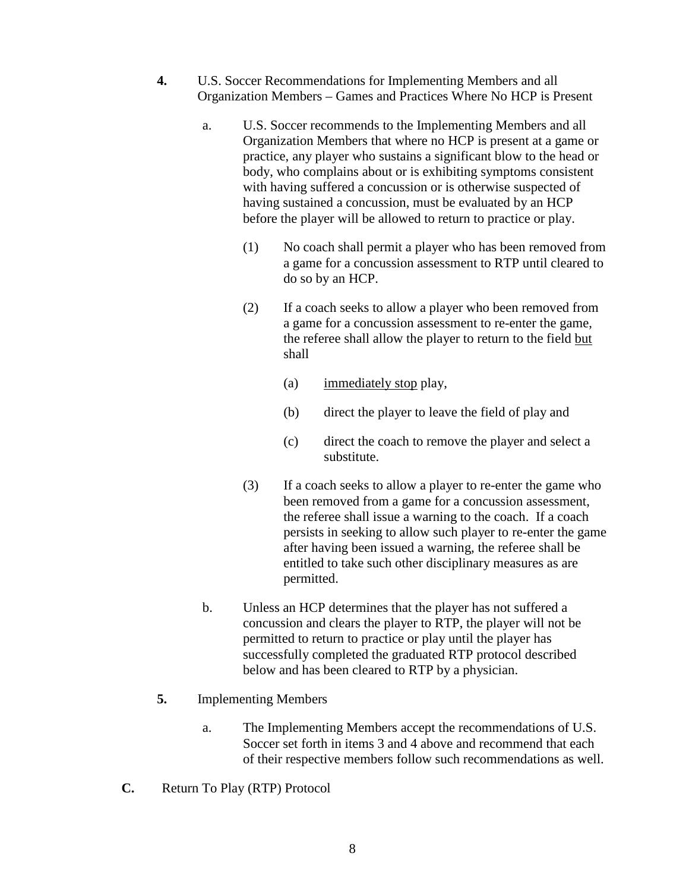**4.** U.S. Soccer Recommendations for Implementing Members and all Organization Members – Games and Practices Where No HCP is Present

a. U.S. Soccer recommends to the Implementing Members and all Organization Members that where no HCP is present at a game or practice, any player who sustains a significant blow to the head or body, who complains about or is exhibiting symptoms consistent with having suffered a concussion or is otherwise suspected of having sustained a concussion, must be evaluated by an HCP before the player will be allowed to return to practice or play.

(1) No coach shall permit a player who has been removed from a game for a concussion assessment to RTP until cleared to do so by an HCP.

(2) If a coach seeks to allow a player who been removed from a game for a concussion assessment to re-enter the game, the referee shall allow the player to return to the field <u>but</u> shall

(a) <u>immediately stop</u> play,

(b) direct the player to leave the field of play and

(c) direct the coach to remove the player and select a substitute.

(3) If a coach seeks to allow a player to re-enter the game who been removed from a game for a concussion assessment, the referee shall issue a warning to the coach. If a coach persists in seeking to allow such player to re-enter the game after having been issued a warning, the referee shall be entitled to take such other disciplinary measures as are permitted.

b. Unless an HCP determines that the player has not suffered a concussion and clears the player to RTP, the player will not be permitted to return to practice or play until the player has successfully completed the graduated RTP protocol described below and has been cleared to RTP by a physician.

**5.** Implementing Members

a. The Implementing Members accept the recommendations of U.S. Soccer set forth in items 3 and 4 above and recommend that each of their respective members follow such recommendations as well.

**C.** Return To Play (RTP) Protocol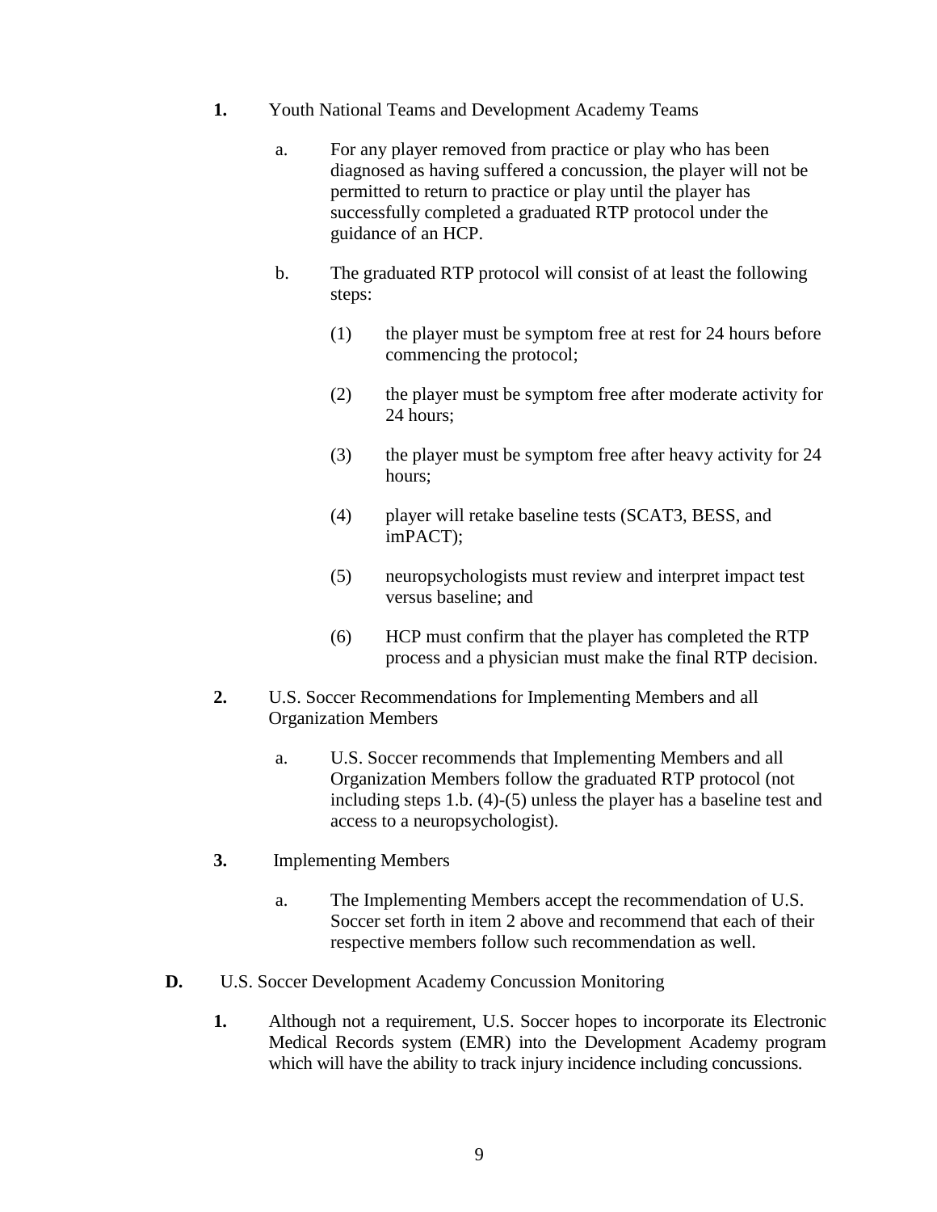**1.** Youth National Teams and Development Academy Teams

a. For any player removed from practice or play who has been diagnosed as having suffered a concussion, the player will not be permitted to return to practice or play until the player has successfully completed a graduated RTP protocol under the guidance of an HCP.

b. The graduated RTP protocol will consist of at least the following steps:

(1) the player must be symptom free at rest for 24 hours before commencing the protocol;

(2) the player must be symptom free after moderate activity for 24 hours;

(3) the player must be symptom free after heavy activity for 24 hours;

(4) player will retake baseline tests (SCAT3, BESS, and imPACT);

(5) neuropsychologists must review and interpret impact test versus baseline; and

(6) HCP must confirm that the player has completed the RTP process and a physician must make the final RTP decision.

**2.** U.S. Soccer Recommendations for Implementing Members and all Organization Members

a. U.S. Soccer recommends that Implementing Members and all Organization Members follow the graduated RTP protocol (not including steps 1.b. (4)-(5) unless the player has a baseline test and access to a neuropsychologist).

**3.** Implementing Members

a. The Implementing Members accept the recommendation of U.S. Soccer set forth in item 2 above and recommend that each of their respective members follow such recommendation as well.

**D.** U.S. Soccer Development Academy Concussion Monitoring

**1.** Although not a requirement, U.S. Soccer hopes to incorporate its Electronic Medical Records system (EMR) into the Development Academy program which will have the ability to track injury incidence including concussions.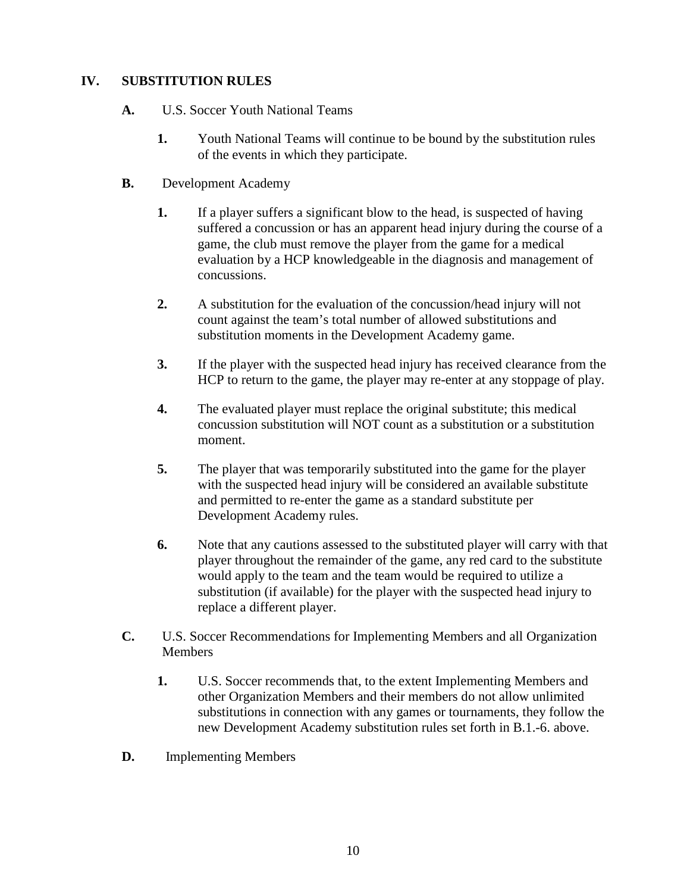## IV. SUBSTITUTION RULES

**A.** U.S. Soccer Youth National Teams

**1.** Youth National Teams will continue to be bound by the substitution rules of the events in which they participate.

**B.** Development Academy

**1.** If a player suffers a significant blow to the head, is suspected of having suffered a concussion or has an apparent head injury during the course of a game, the club must remove the player from the game for a medical evaluation by a HCP knowledgeable in the diagnosis and management of concussions.

**2.** A substitution for the evaluation of the concussion/head injury will not count against the team's total number of allowed substitutions and substitution moments in the Development Academy game.

**3.** If the player with the suspected head injury has received clearance from the HCP to return to the game, the player may re-enter at any stoppage of play.

**4.** The evaluated player must replace the original substitute; this medical concussion substitution will NOT count as a substitution or a substitution moment.

**5.** The player that was temporarily substituted into the game for the player with the suspected head injury will be considered an available substitute and permitted to re-enter the game as a standard substitute per Development Academy rules.

**6.** Note that any cautions assessed to the substituted player will carry with that player throughout the remainder of the game, any red card to the substitute would apply to the team and the team would be required to utilize a substitution (if available) for the player with the suspected head injury to replace a different player.

**C.** U.S. Soccer Recommendations for Implementing Members and all Organization Members

**1.** U.S. Soccer recommends that, to the extent Implementing Members and other Organization Members and their members do not allow unlimited substitutions in connection with any games or tournaments, they follow the new Development Academy substitution rules set forth in B.1.-6. above.

**D.** Implementing Members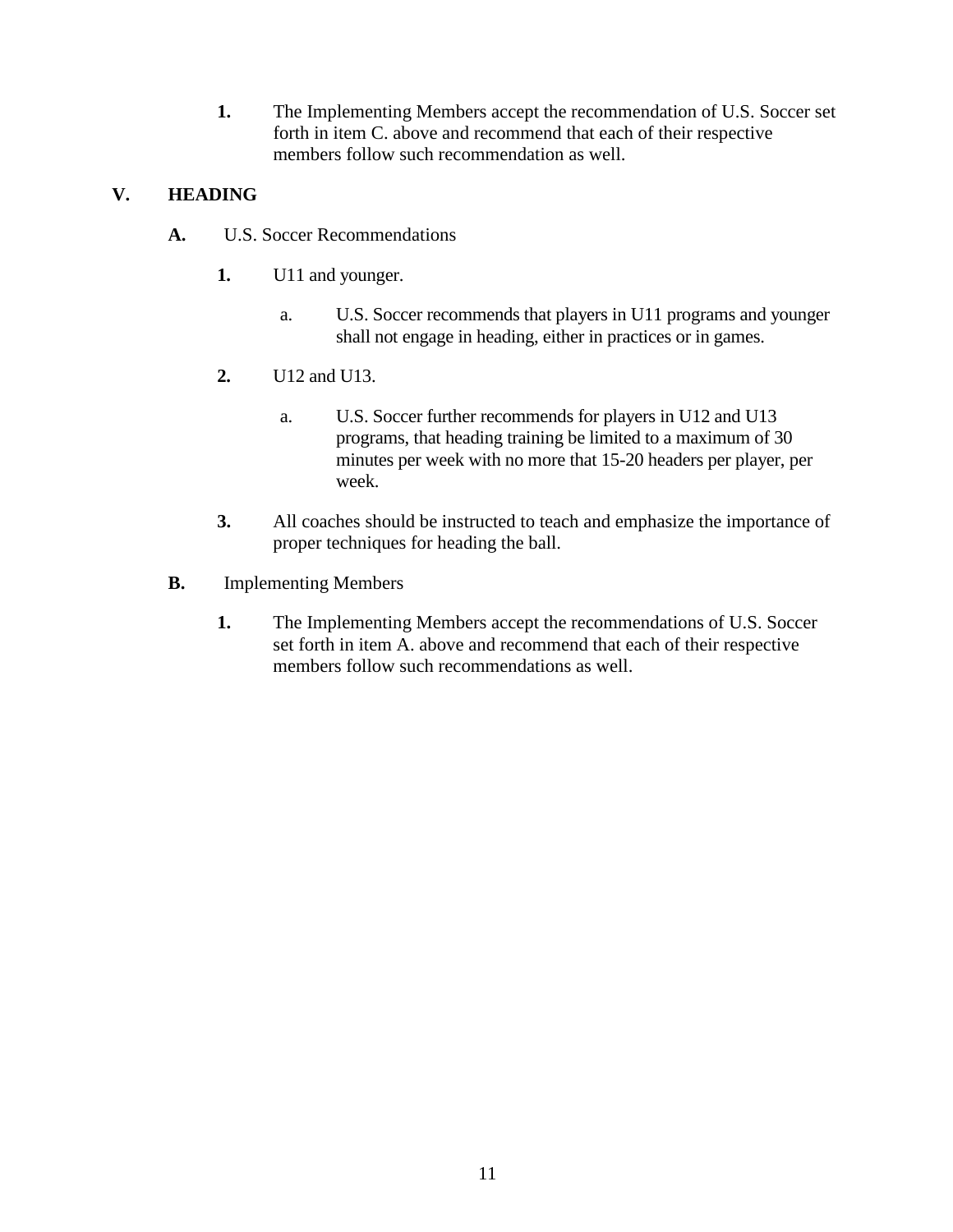**1.** The Implementing Members accept the recommendation of U.S. Soccer set forth in item C. above and recommend that each of their respective members follow such recommendation as well.

## V. HEADING

**A.** U.S. Soccer Recommendations

**1.** U11 and younger.

a. U.S. Soccer recommends that players in U11 programs and younger shall not engage in heading, either in practices or in games.

**2.** U12 and U13.

a. U.S. Soccer further recommends for players in U12 and U13 programs, that heading training be limited to a maximum of 30 minutes per week with no more that 15-20 headers per player, per week.

**3.** All coaches should be instructed to teach and emphasize the importance of proper techniques for heading the ball.

**B.** Implementing Members

**1.** The Implementing Members accept the recommendations of U.S. Soccer set forth in item A. above and recommend that each of their respective members follow such recommendations as well.